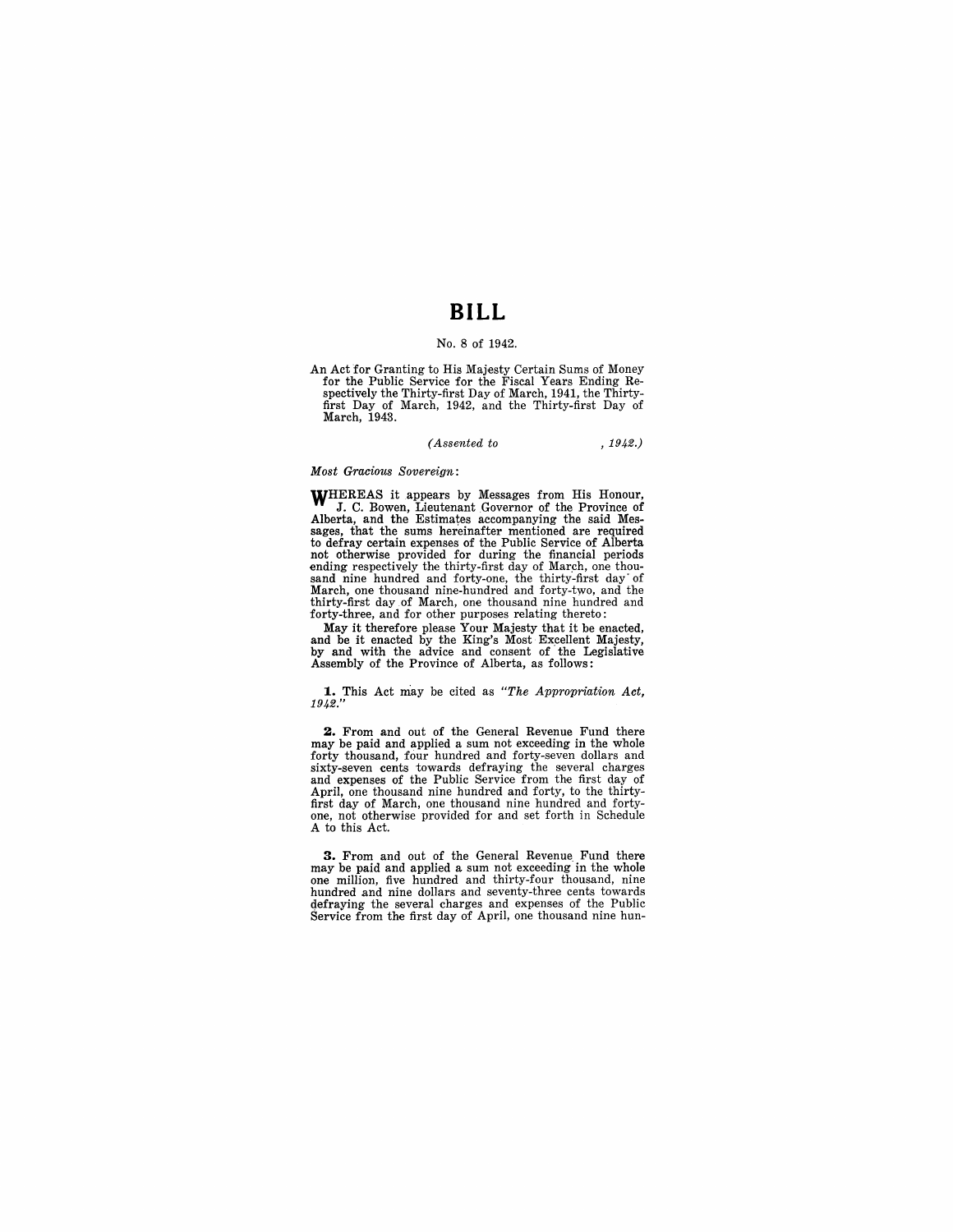# BILL

No. 8 of 1942.

An Act for Granting to His Majesty Certain Sums of Money for the Public Service for the Fiscal Years Ending Respectively the Thirty-first Day of March, 1941, the Thirty-first Day of March, 1942, and the Thirty-first Day of March, 1943.

*(Assented to , 1942.)*

*Most Gracious Sovereign:*

WHEREAS it appears by Messages from His Honour, J. C. Bowen, Lieutenant Governor of the Province of Alberta, and the Estimates accompanying the said Messages, that the sums hereinafter mentioned are required to defray certain expenses of the Public Service of Alberta not otherwise provided for during the financial periods ending respectively the thirty-first day of March, one thousand nine hundred and forty-one, the thirty-first day of March, one thousand nine-hundred and forty-two, and the thirty-first day of March, one thousand nine hundred and forty-three, and for other purposes relating thereto:

May it therefore please Your Majesty that it be enacted, and be it enacted by the King's Most Excellent Majesty, by and with the advice and consent of the Legislative Assembly of the Province of Alberta, as follows:

**1.** This Act may be cited as *"The Appropriation Act, 1942."*

**2.** From and out of the General Revenue Fund there may be paid and applied a sum not exceeding in the whole forty thousand, four hundred and forty-seven dollars and sixty-seven cents towards defraying the several charges and expenses of the Public Service from the first day of April, one thousand nine hundred and forty, to the thirty-first day of March, one thousand nine hundred and forty-one, not otherwise provided for and set forth in Schedule A to this Act.

**3.** From and out of the General Revenue Fund there may be paid and applied a sum not exceeding in the whole one million, five hundred and thirty-four thousand, nine hundred and nine dollars and seventy-three cents towards defraying the several charges and expenses of the Public Service from the first day of April, one thousand nine hun-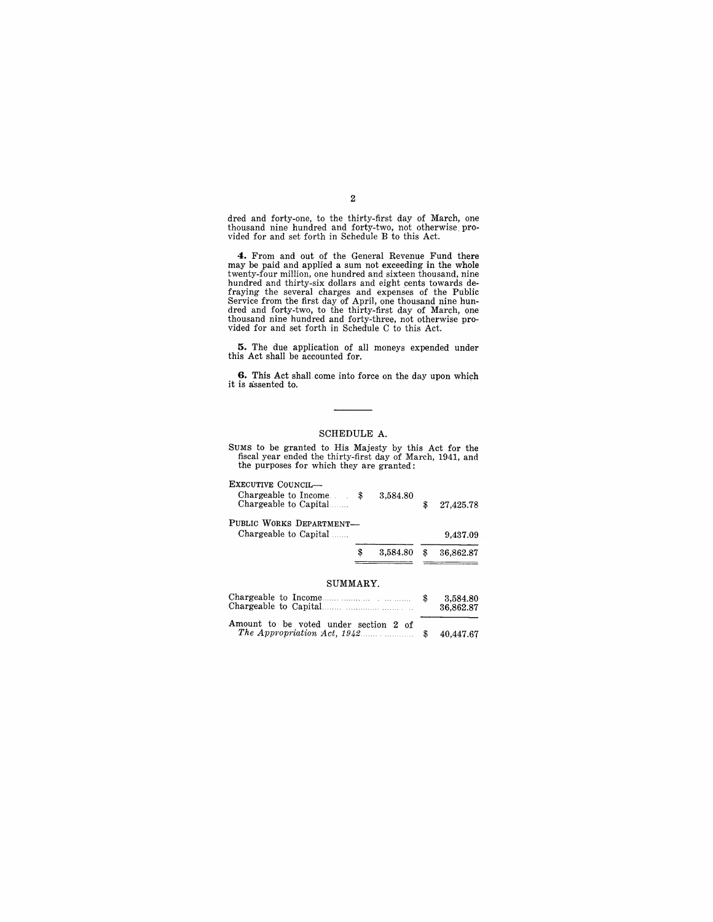dred and forty-one, to the thirty-first day of March, one thousand nine hundred and forty-two, not otherwise provided for and set forth in Schedule B to this Act.

**4.** From and out of the General Revenue Fund there may be paid and applied a sum not exceeding in the whole twenty-four million, one hundred and sixteen thousand, nine hundred and thirty-six dollars and eight cents towards defraying the several charges and expenses of the Public Service from the first day of April, one thousand nine hundred and forty-two, to the thirty-first day of March, one thousand nine hundred and forty-three, not otherwise provided for and set forth in Schedule C to this Act.

**5.** The due application of all moneys expended under this Act shall be accounted for.

**6.** This Act shall come into force on the day upon which it is assented to.

---

## SCHEDULE A.

SUMS to be granted to His Majesty by this Act for the fiscal year ended the thirty-first day of March, 1941, and the purposes for which they are granted:

| | | |
|---|---|---|
| EXECUTIVE COUNCIL— | | |
| Chargeable to Income | $ 3,584.80 | |
| Chargeable to Capital | | $ 27,425.78 |
| PUBLIC WORKS DEPARTMENT— | | |
| Chargeable to Capital | | 9,437.09 |
| | $ 3,584.80 | $ 36,862.87 |

### SUMMARY.

| | |
|---|---|
| Chargeable to Income | $ 3,584.80 |
| Chargeable to Capital | 36,862.87 |
| Amount to be voted under section 2 of *The Appropriation Act, 1942* | $ 40,447.67 |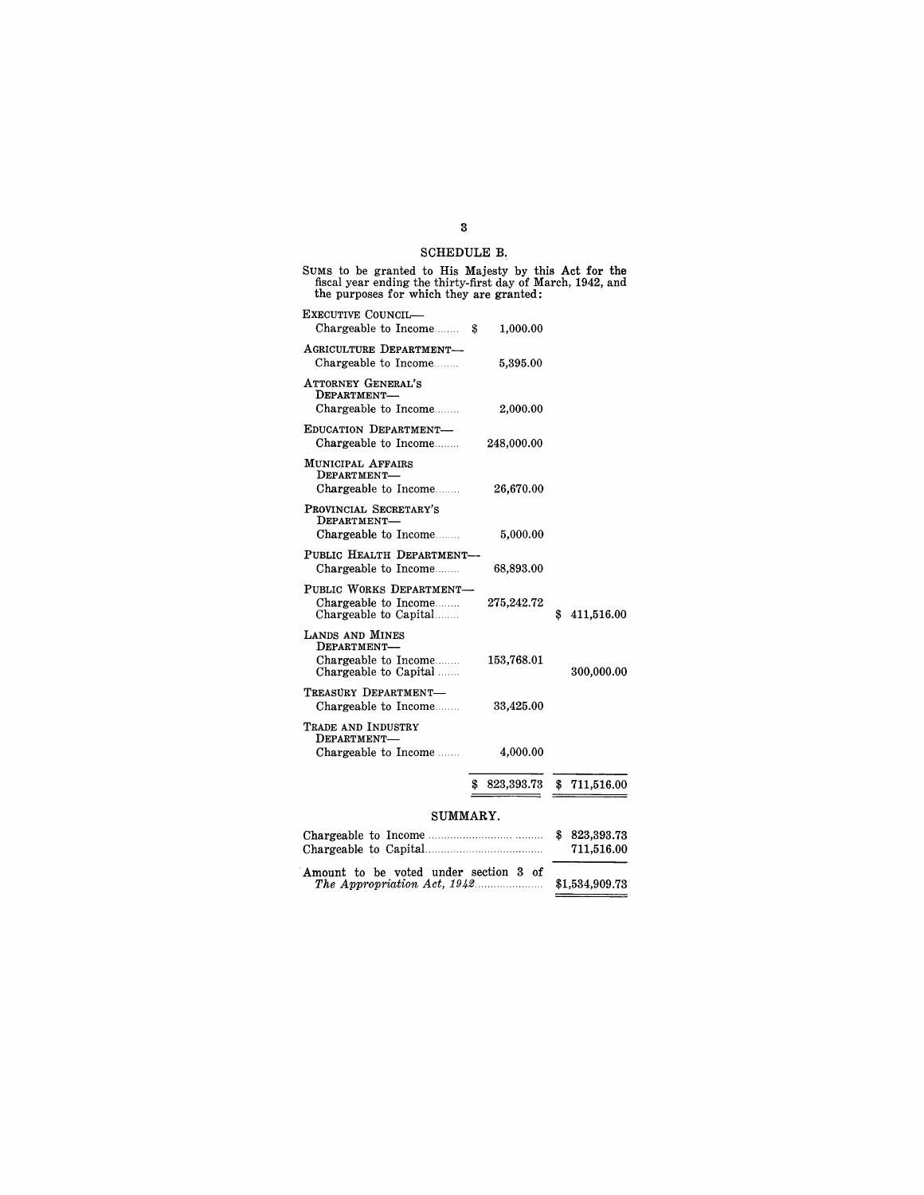## SCHEDULE B.

SUMS to be granted to His Majesty by this Act for the fiscal year ending the thirty-first day of March, 1942, and the purposes for which they are granted:

| | | |
|---|---|---|
| EXECUTIVE COUNCIL— | | |
| Chargeable to Income | $ 1,000.00 | |
| AGRICULTURE DEPARTMENT— | | |
| Chargeable to Income | 5,395.00 | |
| ATTORNEY GENERAL'S DEPARTMENT— | | |
| Chargeable to Income | 2,000.00 | |
| EDUCATION DEPARTMENT— | | |
| Chargeable to Income | 248,000.00 | |
| MUNICIPAL AFFAIRS DEPARTMENT— | | |
| Chargeable to Income | 26,670.00 | |
| PROVINCIAL SECRETARY'S DEPARTMENT— | | |
| Chargeable to Income | 5,000.00 | |
| PUBLIC HEALTH DEPARTMENT— | | |
| Chargeable to Income | 68,893.00 | |
| PUBLIC WORKS DEPARTMENT— | | |
| Chargeable to Income | 275,242.72 | |
| Chargeable to Capital | | $ 411,516.00 |
| LANDS AND MINES DEPARTMENT— | | |
| Chargeable to Income | 153,768.01 | |
| Chargeable to Capital | | 300,000.00 |
| TREASURY DEPARTMENT— | | |
| Chargeable to Income | 33,425.00 | |
| TRADE AND INDUSTRY DEPARTMENT— | | |
| Chargeable to Income | 4,000.00 | |
| | $ 823,393.73 | $ 711,516.00 |

## SUMMARY.

| | |
|---|---|
| Chargeable to Income | $ 823,393.73 |
| Chargeable to Capital | 711,516.00 |
| Amount to be voted under section 3 of *The Appropriation Act, 1942* | $1,534,909.73 |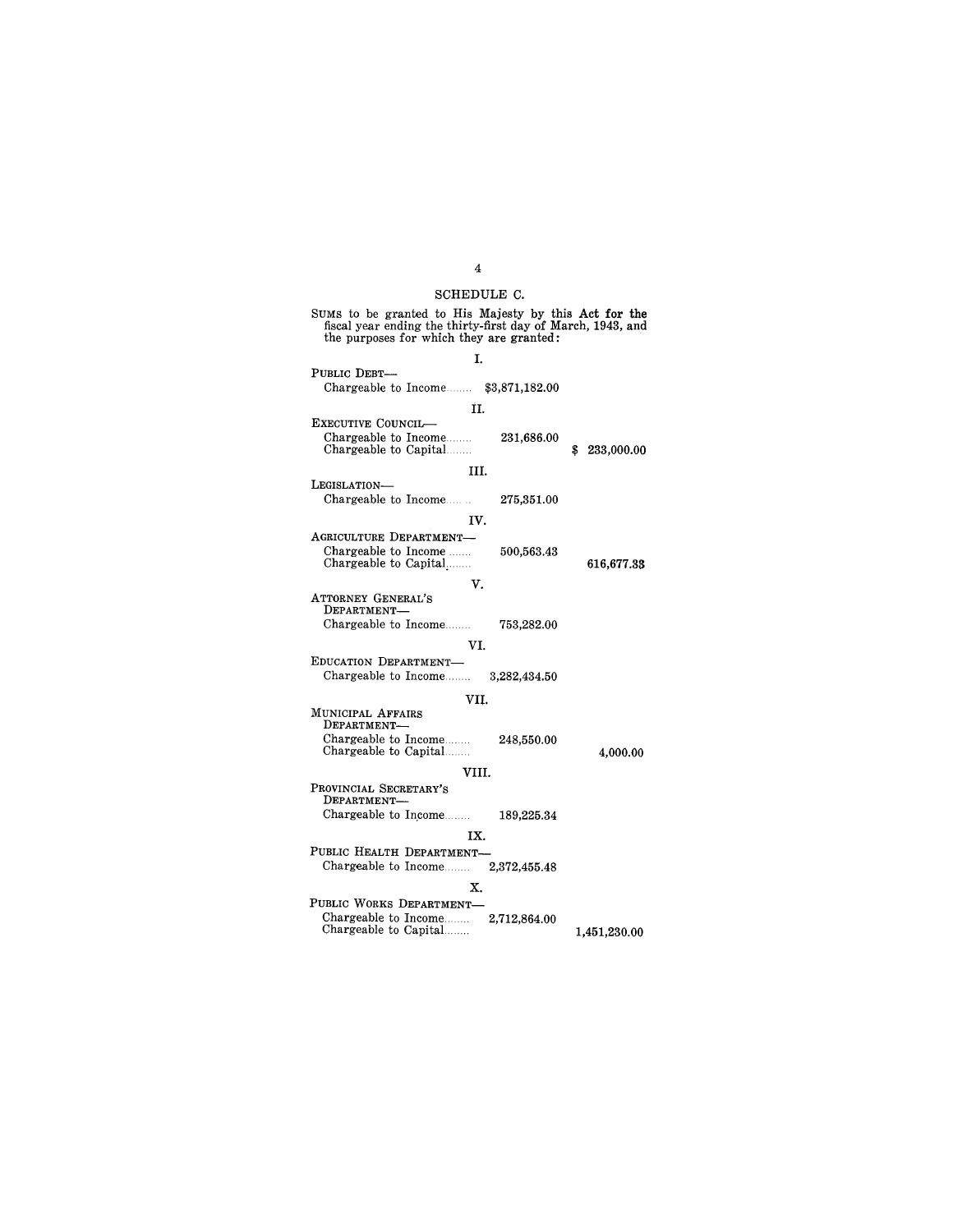## SCHEDULE C.

SUMS to be granted to His Majesty by this Act for the fiscal year ending the thirty-first day of March, 1943, and the purposes for which they are granted:

| | | |
|---|---|---|
| **I.** | | |
| PUBLIC DEBT— | | |
| Chargeable to Income........ | $3,871,182.00 | |
| **II.** | | |
| EXECUTIVE COUNCIL— | | |
| Chargeable to Income........ | 231,686.00 | |
| Chargeable to Capital........ | | $ 233,000.00 |
| **III.** | | |
| LEGISLATION— | | |
| Chargeable to Income........ | 275,351.00 | |
| **IV.** | | |
| AGRICULTURE DEPARTMENT— | | |
| Chargeable to Income........ | 500,563.43 | |
| Chargeable to Capital........ | | 616,677.33 |
| **V.** | | |
| ATTORNEY GENERAL'S DEPARTMENT— | | |
| Chargeable to Income........ | 753,282.00 | |
| **VI.** | | |
| EDUCATION DEPARTMENT— | | |
| Chargeable to Income........ | 3,282,434.50 | |
| **VII.** | | |
| MUNICIPAL AFFAIRS DEPARTMENT— | | |
| Chargeable to Income........ | 248,550.00 | |
| Chargeable to Capital........ | | 4,000.00 |
| **VIII.** | | |
| PROVINCIAL SECRETARY'S DEPARTMENT— | | |
| Chargeable to Income........ | 189,225.34 | |
| **IX.** | | |
| PUBLIC HEALTH DEPARTMENT— | | |
| Chargeable to Income........ | 2,372,455.48 | |
| **X.** | | |
| PUBLIC WORKS DEPARTMENT— | | |
| Chargeable to Income........ | 2,712,864.00 | |
| Chargeable to Capital........ | | 1,451,230.00 |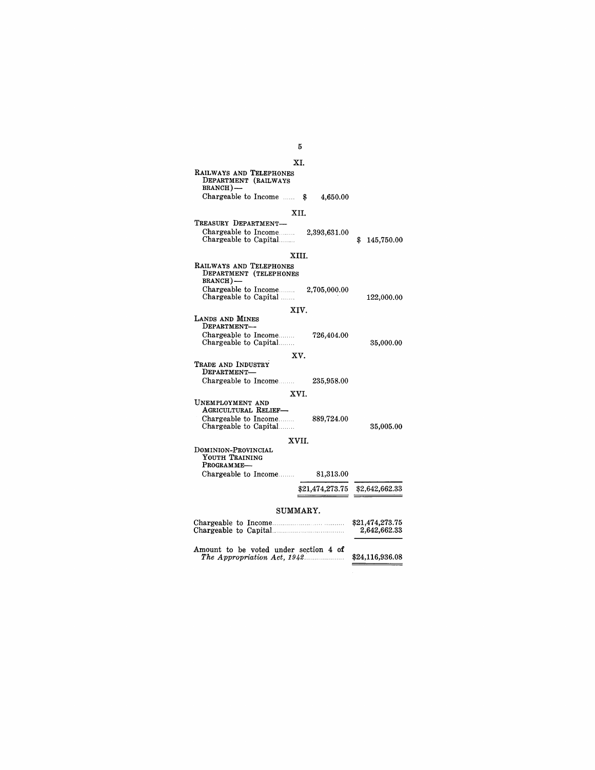| | Chargeable to Income | Chargeable to Capital |
|---|---|---|
| **XI.** | | |
| RAILWAYS AND TELEPHONES DEPARTMENT (RAILWAYS BRANCH)— | | |
| Chargeable to Income | $ 4,650.00 | |
| **XII.** | | |
| TREASURY DEPARTMENT— | | |
| Chargeable to Income | 2,393,631.00 | |
| Chargeable to Capital | | $ 145,750.00 |
| **XIII.** | | |
| RAILWAYS AND TELEPHONES DEPARTMENT (TELEPHONES BRANCH)— | | |
| Chargeable to Income | 2,705,000.00 | |
| Chargeable to Capital | | 122,000.00 |
| **XIV.** | | |
| LANDS AND MINES DEPARTMENT— | | |
| Chargeable to Income | 726,404.00 | |
| Chargeable to Capital | | 35,000.00 |
| **XV.** | | |
| TRADE AND INDUSTRY DEPARTMENT— | | |
| Chargeable to Income | 235,958.00 | |
| **XVI.** | | |
| UNEMPLOYMENT AND AGRICULTURAL RELIEF— | | |
| Chargeable to Income | 889,724.00 | |
| Chargeable to Capital | | 35,005.00 |
| **XVII.** | | |
| DOMINION-PROVINCIAL YOUTH TRAINING PROGRAMME— | | |
| Chargeable to Income | 81,313.00 | |
| | $21,474,273.75 | $2,642,662.33 |

## SUMMARY.

| | |
|---|---|
| Chargeable to Income | $21,474,273.75 |
| Chargeable to Capital | 2,642,662.33 |
| Amount to be voted under section 4 of *The Appropriation Act, 1942* | $24,116,936.08 |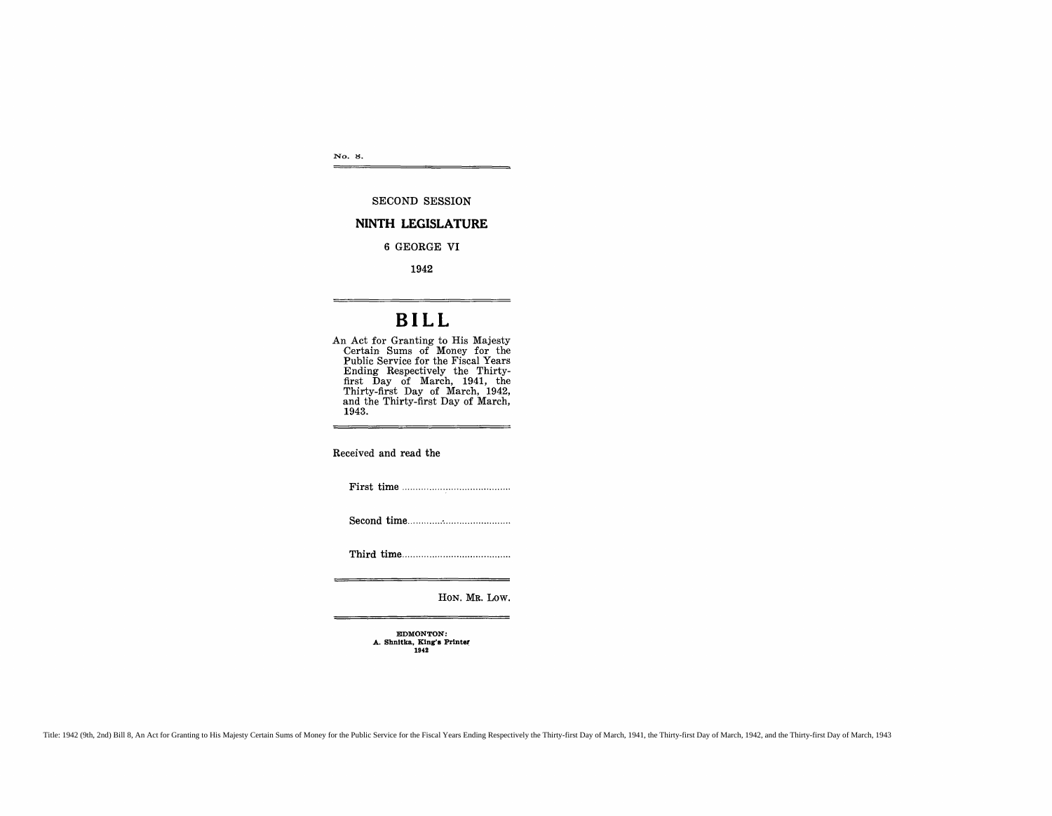No. 8.

SECOND SESSION

**NINTH LEGISLATURE**

6 GEORGE VI

1942

# BILL

An Act for Granting to His Majesty Certain Sums of Money for the Public Service for the Fiscal Years Ending Respectively the Thirty-first Day of March, 1941, the Thirty-first Day of March, 1942, and the Thirty-first Day of March, 1943.

Received and read the

First time ........................................

Second time........................................

Third time........................................

HON. MR. LOW.

EDMONTON:
A. Shnitka, King's Printer
1942

Title: 1942 (9th, 2nd) Bill 8, An Act for Granting to His Majesty Certain Sums of Money for the Public Service for the Fiscal Years Ending Respectively the Thirty-first Day of March, 1941, the Thirty-first Day of March, 1942, and the Thirty-first Day of March, 1943